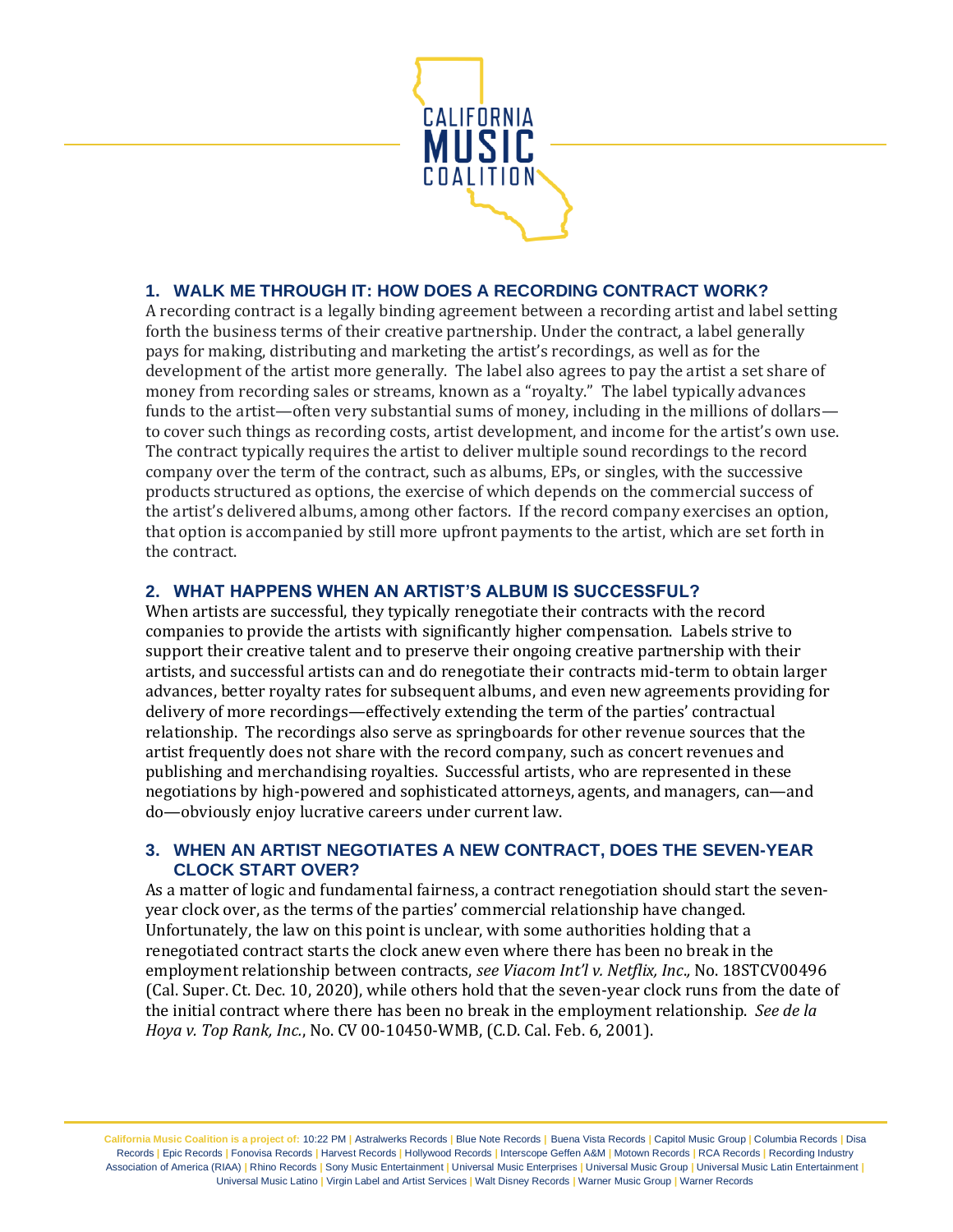# CALIFORNIA MUSIC COALITION

## 1. WALK ME THROUGH IT: HOW DOES A RECORDING CONTRACT WORK?

A recording contract is a legally binding agreement between a recording artist and label setting forth the business terms of their creative partnership. Under the contract, a label generally pays for making, distributing and marketing the artist's recordings, as well as for the development of the artist more generally. The label also agrees to pay the artist a set share of money from recording sales or streams, known as a "royalty." The label typically advances funds to the artist—often very substantial sums of money, including in the millions of dollars—to cover such things as recording costs, artist development, and income for the artist's own use. The contract typically requires the artist to deliver multiple sound recordings to the record company over the term of the contract, such as albums, EPs, or singles, with the successive products structured as options, the exercise of which depends on the commercial success of the artist's delivered albums, among other factors. If the record company exercises an option, that option is accompanied by still more upfront payments to the artist, which are set forth in the contract.

## 2. WHAT HAPPENS WHEN AN ARTIST'S ALBUM IS SUCCESSFUL?

When artists are successful, they typically renegotiate their contracts with the record companies to provide the artists with significantly higher compensation. Labels strive to support their creative talent and to preserve their ongoing creative partnership with their artists, and successful artists can and do renegotiate their contracts mid-term to obtain larger advances, better royalty rates for subsequent albums, and even new agreements providing for delivery of more recordings—effectively extending the term of the parties' contractual relationship. The recordings also serve as springboards for other revenue sources that the artist frequently does not share with the record company, such as concert revenues and publishing and merchandising royalties. Successful artists, who are represented in these negotiations by high-powered and sophisticated attorneys, agents, and managers, can—and do—obviously enjoy lucrative careers under current law.

## 3. WHEN AN ARTIST NEGOTIATES A NEW CONTRACT, DOES THE SEVEN-YEAR CLOCK START OVER?

As a matter of logic and fundamental fairness, a contract renegotiation should start the seven-year clock over, as the terms of the parties' commercial relationship have changed. Unfortunately, the law on this point is unclear, with some authorities holding that a renegotiated contract starts the clock anew even where there has been no break in the employment relationship between contracts, *see Viacom Int'l v. Netflix, Inc.,* No. 18STCV00496 (Cal. Super. Ct. Dec. 10, 2020), while others hold that the seven-year clock runs from the date of the initial contract where there has been no break in the employment relationship. *See de la Hoya v. Top Rank, Inc.*, No. CV 00-10450-WMB, (C.D. Cal. Feb. 6, 2001).

California Music Coalition is a project of: 10:22 PM | Astralwerks Records | Blue Note Records | Buena Vista Records | Capitol Music Group | Columbia Records | Disa Records | Epic Records | Fonovisa Records | Harvest Records | Hollywood Records | Interscope Geffen A&M | Motown Records | RCA Records | Recording Industry Association of America (RIAA) | Rhino Records | Sony Music Entertainment | Universal Music Enterprises | Universal Music Group | Universal Music Latin Entertainment | Universal Music Latino | Virgin Label and Artist Services | Walt Disney Records | Warner Music Group | Warner Records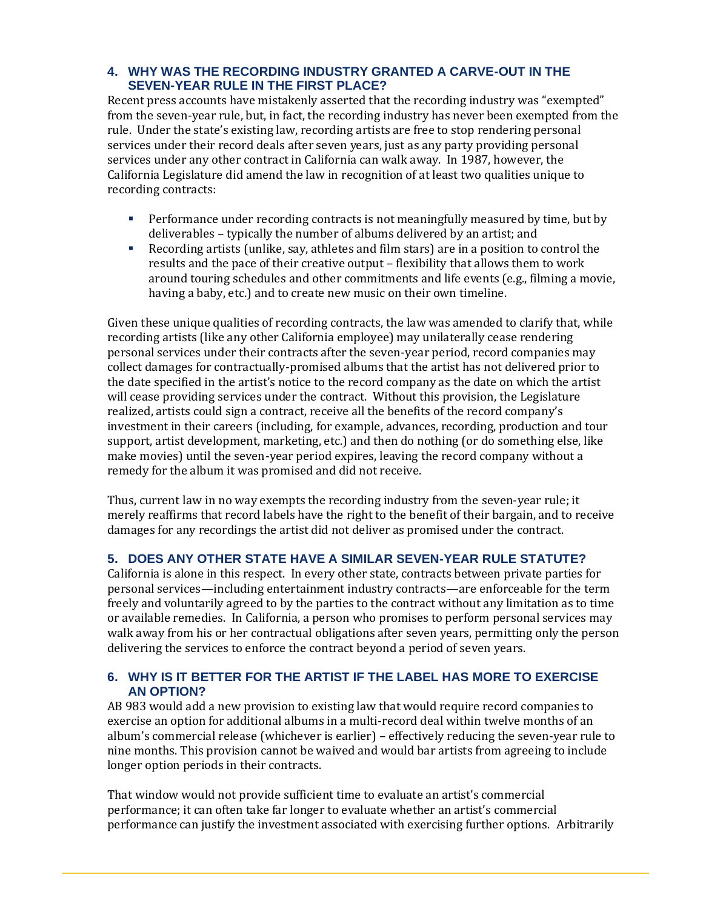## 4. WHY WAS THE RECORDING INDUSTRY GRANTED A CARVE-OUT IN THE SEVEN-YEAR RULE IN THE FIRST PLACE?

Recent press accounts have mistakenly asserted that the recording industry was "exempted" from the seven-year rule, but, in fact, the recording industry has never been exempted from the rule. Under the state's existing law, recording artists are free to stop rendering personal services under their record deals after seven years, just as any party providing personal services under any other contract in California can walk away. In 1987, however, the California Legislature did amend the law in recognition of at least two qualities unique to recording contracts:

- Performance under recording contracts is not meaningfully measured by time, but by deliverables – typically the number of albums delivered by an artist; and
- Recording artists (unlike, say, athletes and film stars) are in a position to control the results and the pace of their creative output – flexibility that allows them to work around touring schedules and other commitments and life events (e.g., filming a movie, having a baby, etc.) and to create new music on their own timeline.

Given these unique qualities of recording contracts, the law was amended to clarify that, while recording artists (like any other California employee) may unilaterally cease rendering personal services under their contracts after the seven-year period, record companies may collect damages for contractually-promised albums that the artist has not delivered prior to the date specified in the artist's notice to the record company as the date on which the artist will cease providing services under the contract. Without this provision, the Legislature realized, artists could sign a contract, receive all the benefits of the record company's investment in their careers (including, for example, advances, recording, production and tour support, artist development, marketing, etc.) and then do nothing (or do something else, like make movies) until the seven-year period expires, leaving the record company without a remedy for the album it was promised and did not receive.

Thus, current law in no way exempts the recording industry from the seven-year rule; it merely reaffirms that record labels have the right to the benefit of their bargain, and to receive damages for any recordings the artist did not deliver as promised under the contract.

## 5. DOES ANY OTHER STATE HAVE A SIMILAR SEVEN-YEAR RULE STATUTE?

California is alone in this respect. In every other state, contracts between private parties for personal services—including entertainment industry contracts—are enforceable for the term freely and voluntarily agreed to by the parties to the contract without any limitation as to time or available remedies. In California, a person who promises to perform personal services may walk away from his or her contractual obligations after seven years, permitting only the person delivering the services to enforce the contract beyond a period of seven years.

## 6. WHY IS IT BETTER FOR THE ARTIST IF THE LABEL HAS MORE TO EXERCISE AN OPTION?

AB 983 would add a new provision to existing law that would require record companies to exercise an option for additional albums in a multi-record deal within twelve months of an album's commercial release (whichever is earlier) – effectively reducing the seven-year rule to nine months. This provision cannot be waived and would bar artists from agreeing to include longer option periods in their contracts.

That window would not provide sufficient time to evaluate an artist's commercial performance; it can often take far longer to evaluate whether an artist's commercial performance can justify the investment associated with exercising further options. Arbitrarily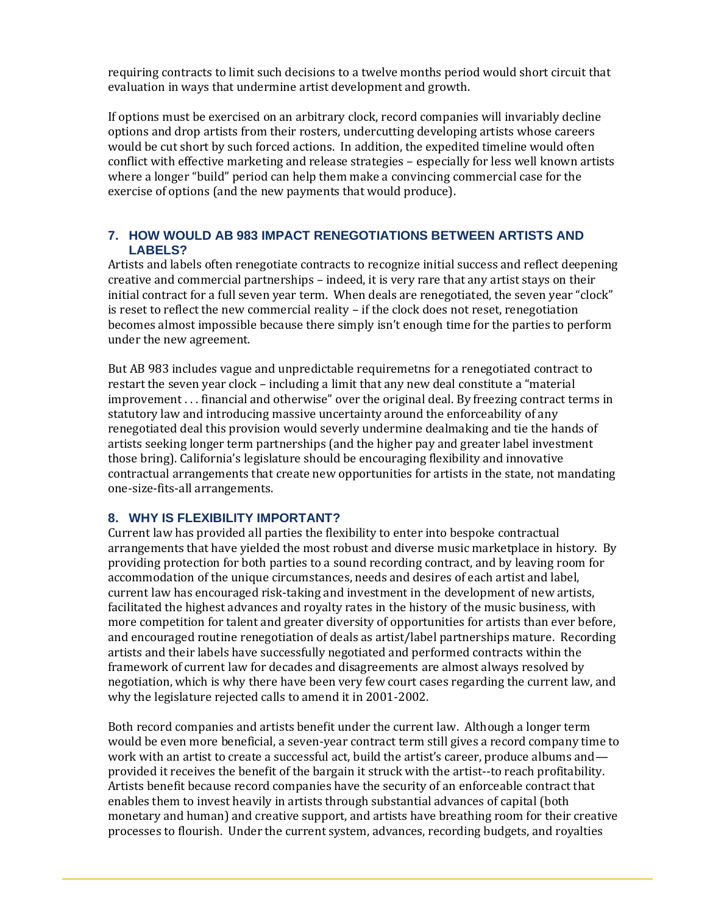requiring contracts to limit such decisions to a twelve months period would short circuit that evaluation in ways that undermine artist development and growth.

If options must be exercised on an arbitrary clock, record companies will invariably decline options and drop artists from their rosters, undercutting developing artists whose careers would be cut short by such forced actions. In addition, the expedited timeline would often conflict with effective marketing and release strategies – especially for less well known artists where a longer "build" period can help them make a convincing commercial case for the exercise of options (and the new payments that would produce).

## 7. HOW WOULD AB 983 IMPACT RENEGOTIATIONS BETWEEN ARTISTS AND LABELS?

Artists and labels often renegotiate contracts to recognize initial success and reflect deepening creative and commercial partnerships – indeed, it is very rare that any artist stays on their initial contract for a full seven year term. When deals are renegotiated, the seven year "clock" is reset to reflect the new commercial reality – if the clock does not reset, renegotiation becomes almost impossible because there simply isn't enough time for the parties to perform under the new agreement.

But AB 983 includes vague and unpredictable requiremetns for a renegotiated contract to restart the seven year clock – including a limit that any new deal constitute a "material improvement . . . financial and otherwise" over the original deal. By freezing contract terms in statutory law and introducing massive uncertainty around the enforceability of any renegotiated deal this provision would severly undermine dealmaking and tie the hands of artists seeking longer term partnerships (and the higher pay and greater label investment those bring). California's legislature should be encouraging flexibility and innovative contractual arrangements that create new opportunities for artists in the state, not mandating one-size-fits-all arrangements.

## 8. WHY IS FLEXIBILITY IMPORTANT?

Current law has provided all parties the flexibility to enter into bespoke contractual arrangements that have yielded the most robust and diverse music marketplace in history. By providing protection for both parties to a sound recording contract, and by leaving room for accommodation of the unique circumstances, needs and desires of each artist and label, current law has encouraged risk-taking and investment in the development of new artists, facilitated the highest advances and royalty rates in the history of the music business, with more competition for talent and greater diversity of opportunities for artists than ever before, and encouraged routine renegotiation of deals as artist/label partnerships mature. Recording artists and their labels have successfully negotiated and performed contracts within the framework of current law for decades and disagreements are almost always resolved by negotiation, which is why there have been very few court cases regarding the current law, and why the legislature rejected calls to amend it in 2001-2002.

Both record companies and artists benefit under the current law. Although a longer term would be even more beneficial, a seven-year contract term still gives a record company time to work with an artist to create a successful act, build the artist's career, produce albums and—provided it receives the benefit of the bargain it struck with the artist--to reach profitability. Artists benefit because record companies have the security of an enforceable contract that enables them to invest heavily in artists through substantial advances of capital (both monetary and human) and creative support, and artists have breathing room for their creative processes to flourish. Under the current system, advances, recording budgets, and royalties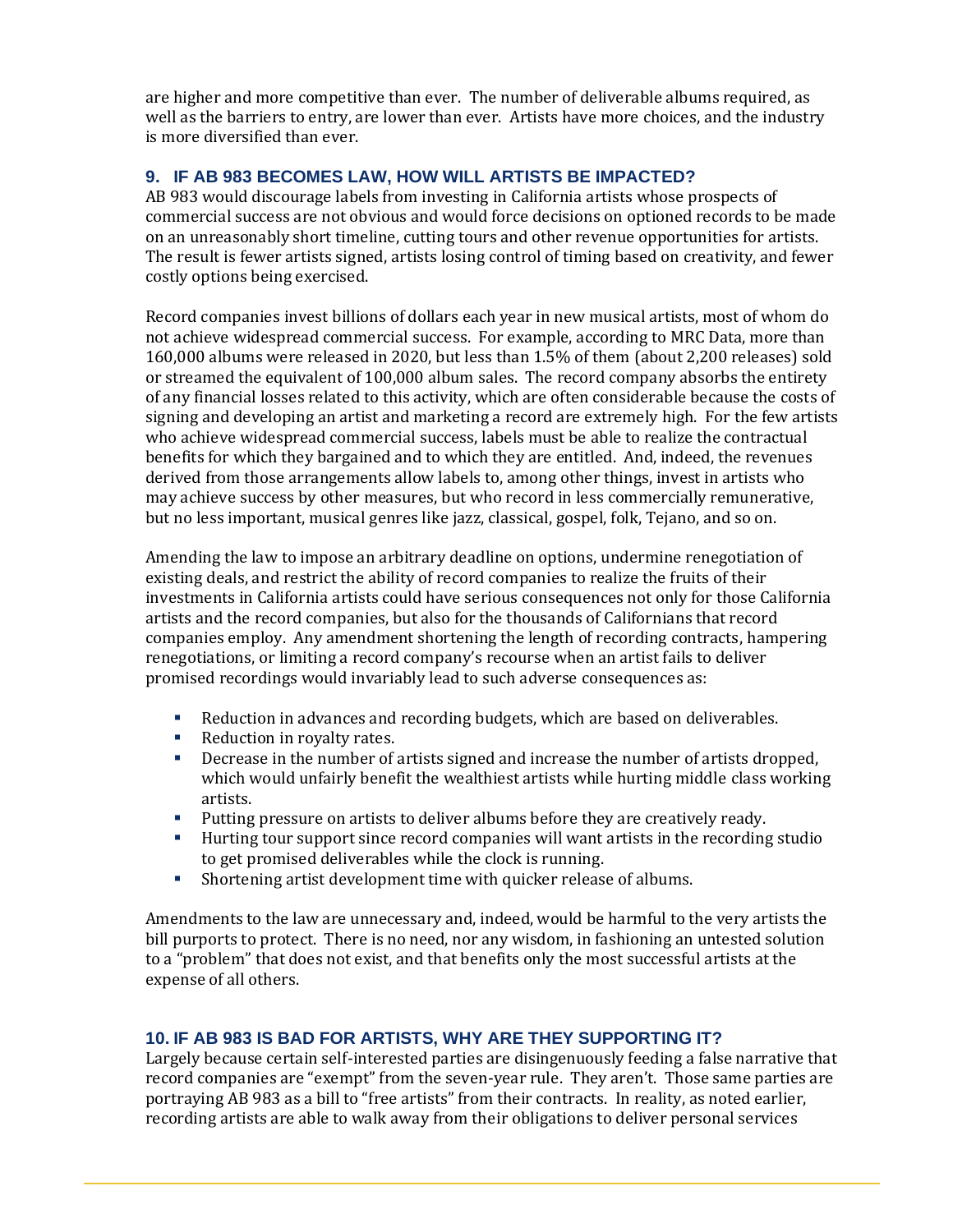are higher and more competitive than ever. The number of deliverable albums required, as well as the barriers to entry, are lower than ever. Artists have more choices, and the industry is more diversified than ever.

### 9. IF AB 983 BECOMES LAW, HOW WILL ARTISTS BE IMPACTED?

AB 983 would discourage labels from investing in California artists whose prospects of commercial success are not obvious and would force decisions on optioned records to be made on an unreasonably short timeline, cutting tours and other revenue opportunities for artists. The result is fewer artists signed, artists losing control of timing based on creativity, and fewer costly options being exercised.

Record companies invest billions of dollars each year in new musical artists, most of whom do not achieve widespread commercial success. For example, according to MRC Data, more than 160,000 albums were released in 2020, but less than 1.5% of them (about 2,200 releases) sold or streamed the equivalent of 100,000 album sales. The record company absorbs the entirety of any financial losses related to this activity, which are often considerable because the costs of signing and developing an artist and marketing a record are extremely high. For the few artists who achieve widespread commercial success, labels must be able to realize the contractual benefits for which they bargained and to which they are entitled. And, indeed, the revenues derived from those arrangements allow labels to, among other things, invest in artists who may achieve success by other measures, but who record in less commercially remunerative, but no less important, musical genres like jazz, classical, gospel, folk, Tejano, and so on.

Amending the law to impose an arbitrary deadline on options, undermine renegotiation of existing deals, and restrict the ability of record companies to realize the fruits of their investments in California artists could have serious consequences not only for those California artists and the record companies, but also for the thousands of Californians that record companies employ. Any amendment shortening the length of recording contracts, hampering renegotiations, or limiting a record company's recourse when an artist fails to deliver promised recordings would invariably lead to such adverse consequences as:

- Reduction in advances and recording budgets, which are based on deliverables.
- Reduction in royalty rates.
- Decrease in the number of artists signed and increase the number of artists dropped, which would unfairly benefit the wealthiest artists while hurting middle class working artists.
- Putting pressure on artists to deliver albums before they are creatively ready.
- Hurting tour support since record companies will want artists in the recording studio to get promised deliverables while the clock is running.
- Shortening artist development time with quicker release of albums.

Amendments to the law are unnecessary and, indeed, would be harmful to the very artists the bill purports to protect. There is no need, nor any wisdom, in fashioning an untested solution to a "problem" that does not exist, and that benefits only the most successful artists at the expense of all others.

### 10. IF AB 983 IS BAD FOR ARTISTS, WHY ARE THEY SUPPORTING IT?

Largely because certain self-interested parties are disingenuously feeding a false narrative that record companies are "exempt" from the seven-year rule. They aren't. Those same parties are portraying AB 983 as a bill to "free artists" from their contracts. In reality, as noted earlier, recording artists are able to walk away from their obligations to deliver personal services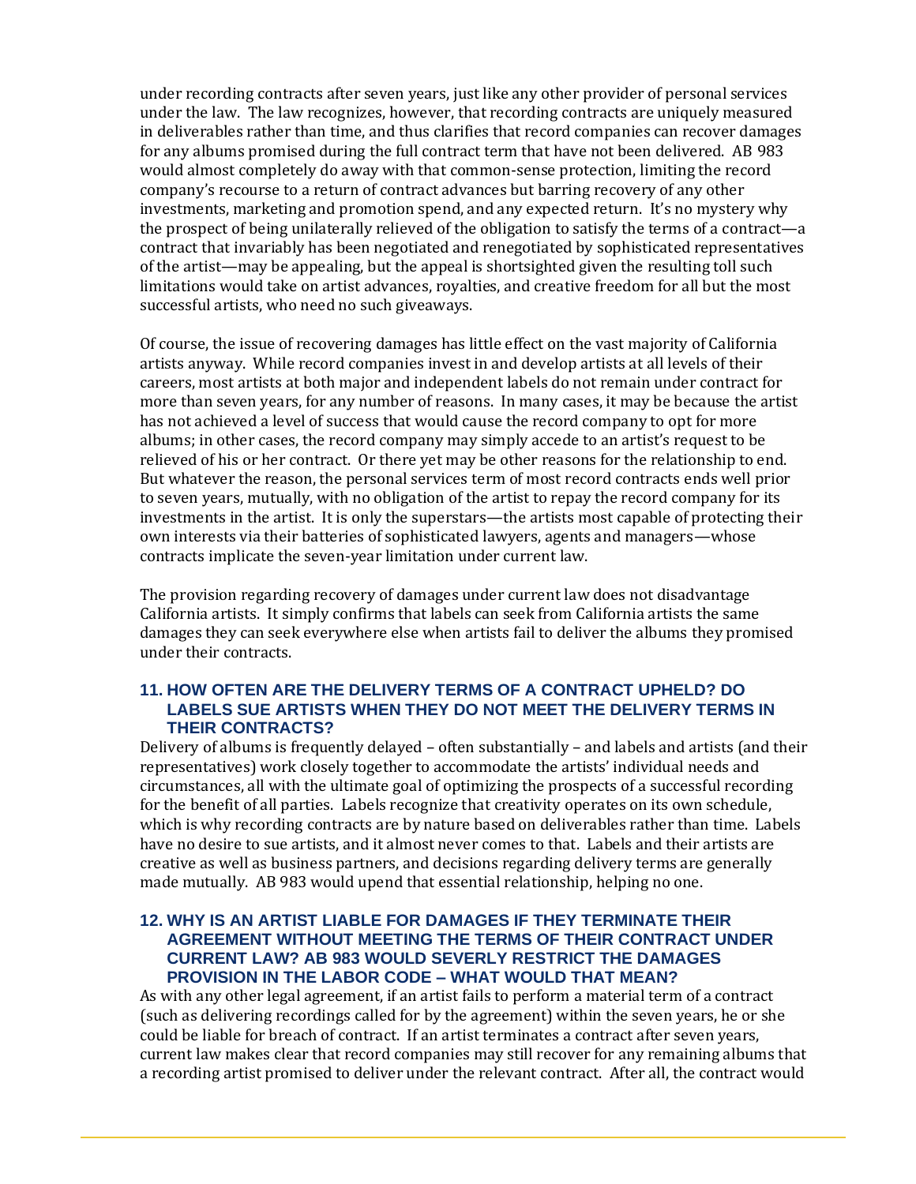under recording contracts after seven years, just like any other provider of personal services under the law. The law recognizes, however, that recording contracts are uniquely measured in deliverables rather than time, and thus clarifies that record companies can recover damages for any albums promised during the full contract term that have not been delivered. AB 983 would almost completely do away with that common-sense protection, limiting the record company's recourse to a return of contract advances but barring recovery of any other investments, marketing and promotion spend, and any expected return. It's no mystery why the prospect of being unilaterally relieved of the obligation to satisfy the terms of a contract—a contract that invariably has been negotiated and renegotiated by sophisticated representatives of the artist—may be appealing, but the appeal is shortsighted given the resulting toll such limitations would take on artist advances, royalties, and creative freedom for all but the most successful artists, who need no such giveaways.

Of course, the issue of recovering damages has little effect on the vast majority of California artists anyway. While record companies invest in and develop artists at all levels of their careers, most artists at both major and independent labels do not remain under contract for more than seven years, for any number of reasons. In many cases, it may be because the artist has not achieved a level of success that would cause the record company to opt for more albums; in other cases, the record company may simply accede to an artist's request to be relieved of his or her contract. Or there yet may be other reasons for the relationship to end. But whatever the reason, the personal services term of most record contracts ends well prior to seven years, mutually, with no obligation of the artist to repay the record company for its investments in the artist. It is only the superstars—the artists most capable of protecting their own interests via their batteries of sophisticated lawyers, agents and managers—whose contracts implicate the seven-year limitation under current law.

The provision regarding recovery of damages under current law does not disadvantage California artists. It simply confirms that labels can seek from California artists the same damages they can seek everywhere else when artists fail to deliver the albums they promised under their contracts.

### 11. HOW OFTEN ARE THE DELIVERY TERMS OF A CONTRACT UPHELD? DO LABELS SUE ARTISTS WHEN THEY DO NOT MEET THE DELIVERY TERMS IN THEIR CONTRACTS?

Delivery of albums is frequently delayed – often substantially – and labels and artists (and their representatives) work closely together to accommodate the artists' individual needs and circumstances, all with the ultimate goal of optimizing the prospects of a successful recording for the benefit of all parties. Labels recognize that creativity operates on its own schedule, which is why recording contracts are by nature based on deliverables rather than time. Labels have no desire to sue artists, and it almost never comes to that. Labels and their artists are creative as well as business partners, and decisions regarding delivery terms are generally made mutually. AB 983 would upend that essential relationship, helping no one.

### 12. WHY IS AN ARTIST LIABLE FOR DAMAGES IF THEY TERMINATE THEIR AGREEMENT WITHOUT MEETING THE TERMS OF THEIR CONTRACT UNDER CURRENT LAW? AB 983 WOULD SEVERELY RESTRICT THE DAMAGES PROVISION IN THE LABOR CODE – WHAT WOULD THAT MEAN?

As with any other legal agreement, if an artist fails to perform a material term of a contract (such as delivering recordings called for by the agreement) within the seven years, he or she could be liable for breach of contract. If an artist terminates a contract after seven years, current law makes clear that record companies may still recover for any remaining albums that a recording artist promised to deliver under the relevant contract. After all, the contract would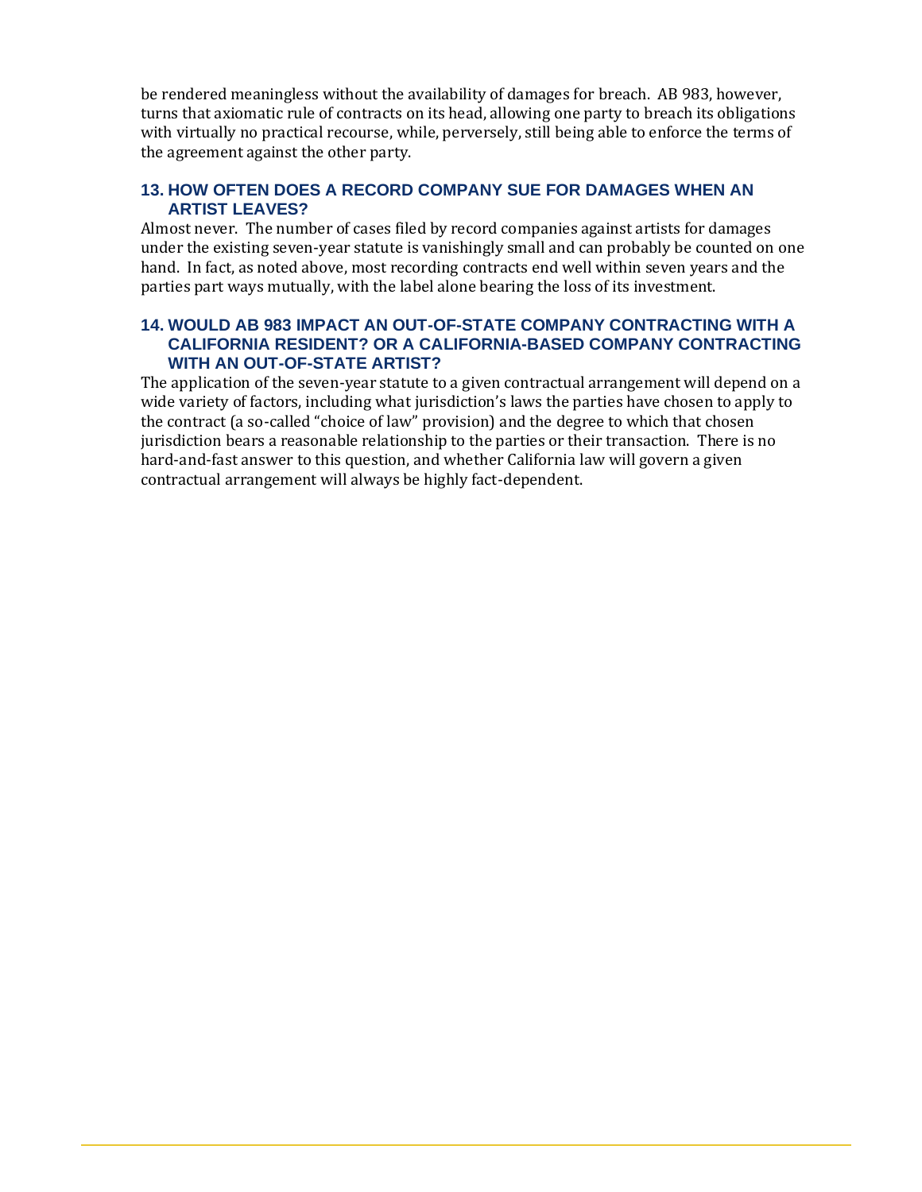be rendered meaningless without the availability of damages for breach. AB 983, however, turns that axiomatic rule of contracts on its head, allowing one party to breach its obligations with virtually no practical recourse, while, perversely, still being able to enforce the terms of the agreement against the other party.

### 13. HOW OFTEN DOES A RECORD COMPANY SUE FOR DAMAGES WHEN AN ARTIST LEAVES?

Almost never. The number of cases filed by record companies against artists for damages under the existing seven-year statute is vanishingly small and can probably be counted on one hand. In fact, as noted above, most recording contracts end well within seven years and the parties part ways mutually, with the label alone bearing the loss of its investment.

### 14. WOULD AB 983 IMPACT AN OUT-OF-STATE COMPANY CONTRACTING WITH A CALIFORNIA RESIDENT? OR A CALIFORNIA-BASED COMPANY CONTRACTING WITH AN OUT-OF-STATE ARTIST?

The application of the seven-year statute to a given contractual arrangement will depend on a wide variety of factors, including what jurisdiction's laws the parties have chosen to apply to the contract (a so-called "choice of law" provision) and the degree to which that chosen jurisdiction bears a reasonable relationship to the parties or their transaction. There is no hard-and-fast answer to this question, and whether California law will govern a given contractual arrangement will always be highly fact-dependent.